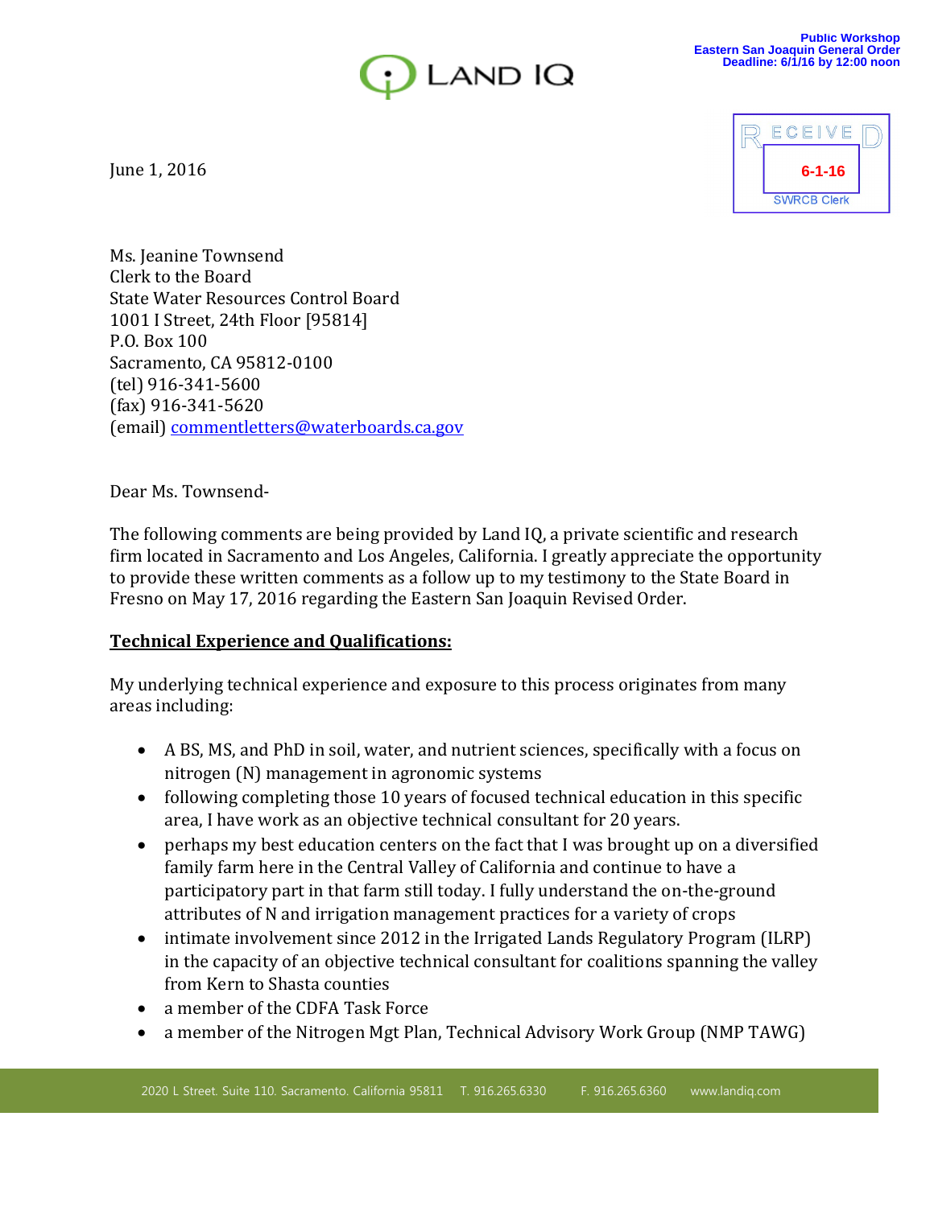Public Workshop
Eastern San Joaquin General Order
Deadline: 6/1/16 by 12:00 noon

LAND IQ

RECEIVED
6-1-16
SWRCB Clerk

June 1, 2016

Ms. Jeanine Townsend
Clerk to the Board
State Water Resources Control Board
1001 I Street, 24th Floor [95814]
P.O. Box 100
Sacramento, CA 95812-0100
(tel) 916-341-5600
(fax) 916-341-5620
(email) commentletters@waterboards.ca.gov

Dear Ms. Townsend-

The following comments are being provided by Land IQ, a private scientific and research firm located in Sacramento and Los Angeles, California. I greatly appreciate the opportunity to provide these written comments as a follow up to my testimony to the State Board in Fresno on May 17, 2016 regarding the Eastern San Joaquin Revised Order.

**Technical Experience and Qualifications:**

My underlying technical experience and exposure to this process originates from many areas including:

- A BS, MS, and PhD in soil, water, and nutrient sciences, specifically with a focus on nitrogen (N) management in agronomic systems
- following completing those 10 years of focused technical education in this specific area, I have work as an objective technical consultant for 20 years.
- perhaps my best education centers on the fact that I was brought up on a diversified family farm here in the Central Valley of California and continue to have a participatory part in that farm still today. I fully understand the on-the-ground attributes of N and irrigation management practices for a variety of crops
- intimate involvement since 2012 in the Irrigated Lands Regulatory Program (ILRP) in the capacity of an objective technical consultant for coalitions spanning the valley from Kern to Shasta counties
- a member of the CDFA Task Force
- a member of the Nitrogen Mgt Plan, Technical Advisory Work Group (NMP TAWG)

2020 L Street. Suite 110. Sacramento. California 95811 T. 916.265.6330 F. 916.265.6360 www.landiq.com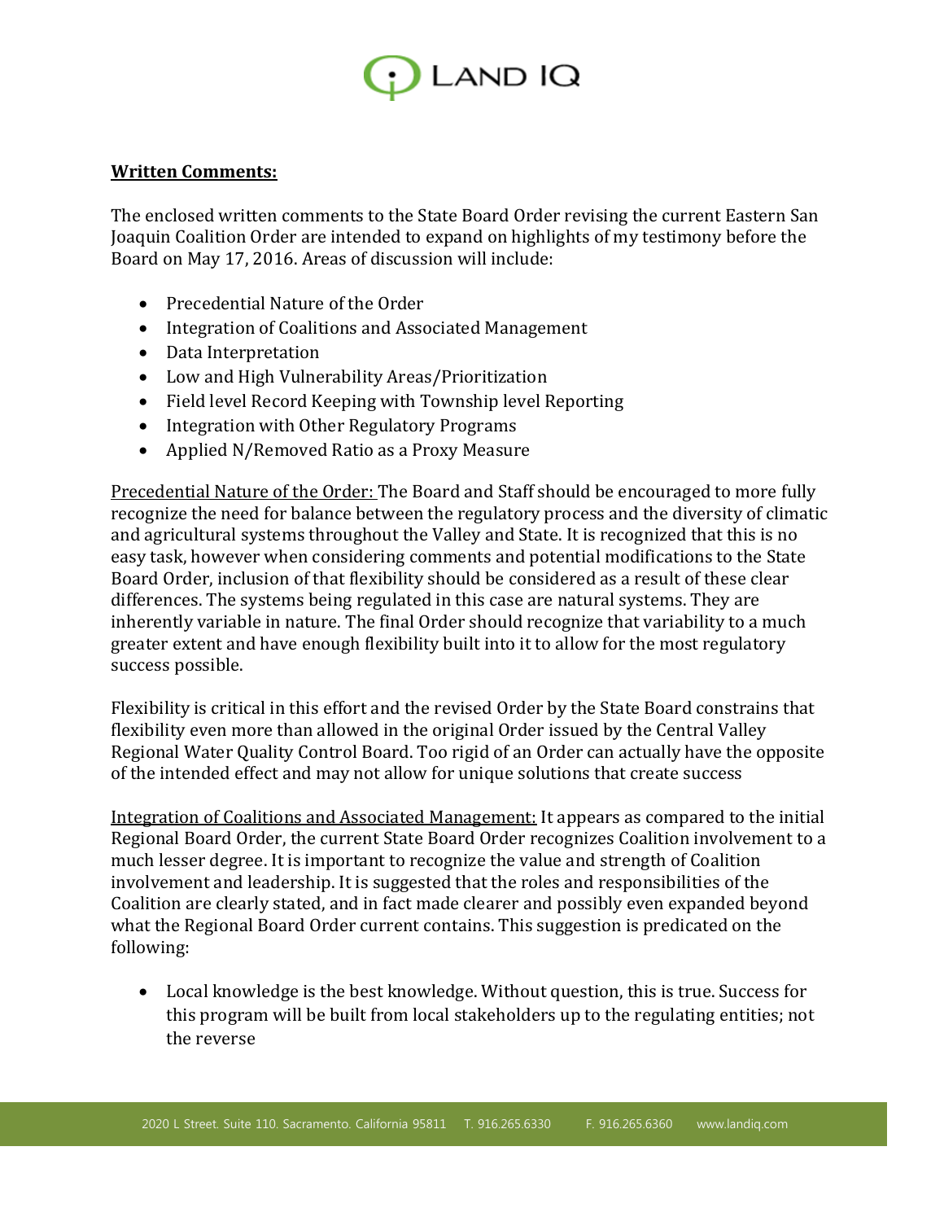**Written Comments:**

The enclosed written comments to the State Board Order revising the current Eastern San Joaquin Coalition Order are intended to expand on highlights of my testimony before the Board on May 17, 2016. Areas of discussion will include:

- Precedential Nature of the Order
- Integration of Coalitions and Associated Management
- Data Interpretation
- Low and High Vulnerability Areas/Prioritization
- Field level Record Keeping with Township level Reporting
- Integration with Other Regulatory Programs
- Applied N/Removed Ratio as a Proxy Measure

Precedential Nature of the Order: The Board and Staff should be encouraged to more fully recognize the need for balance between the regulatory process and the diversity of climatic and agricultural systems throughout the Valley and State. It is recognized that this is no easy task, however when considering comments and potential modifications to the State Board Order, inclusion of that flexibility should be considered as a result of these clear differences. The systems being regulated in this case are natural systems. They are inherently variable in nature. The final Order should recognize that variability to a much greater extent and have enough flexibility built into it to allow for the most regulatory success possible.

Flexibility is critical in this effort and the revised Order by the State Board constrains that flexibility even more than allowed in the original Order issued by the Central Valley Regional Water Quality Control Board. Too rigid of an Order can actually have the opposite of the intended effect and may not allow for unique solutions that create success

Integration of Coalitions and Associated Management: It appears as compared to the initial Regional Board Order, the current State Board Order recognizes Coalition involvement to a much lesser degree. It is important to recognize the value and strength of Coalition involvement and leadership. It is suggested that the roles and responsibilities of the Coalition are clearly stated, and in fact made clearer and possibly even expanded beyond what the Regional Board Order current contains. This suggestion is predicated on the following:

- Local knowledge is the best knowledge. Without question, this is true. Success for this program will be built from local stakeholders up to the regulating entities; not the reverse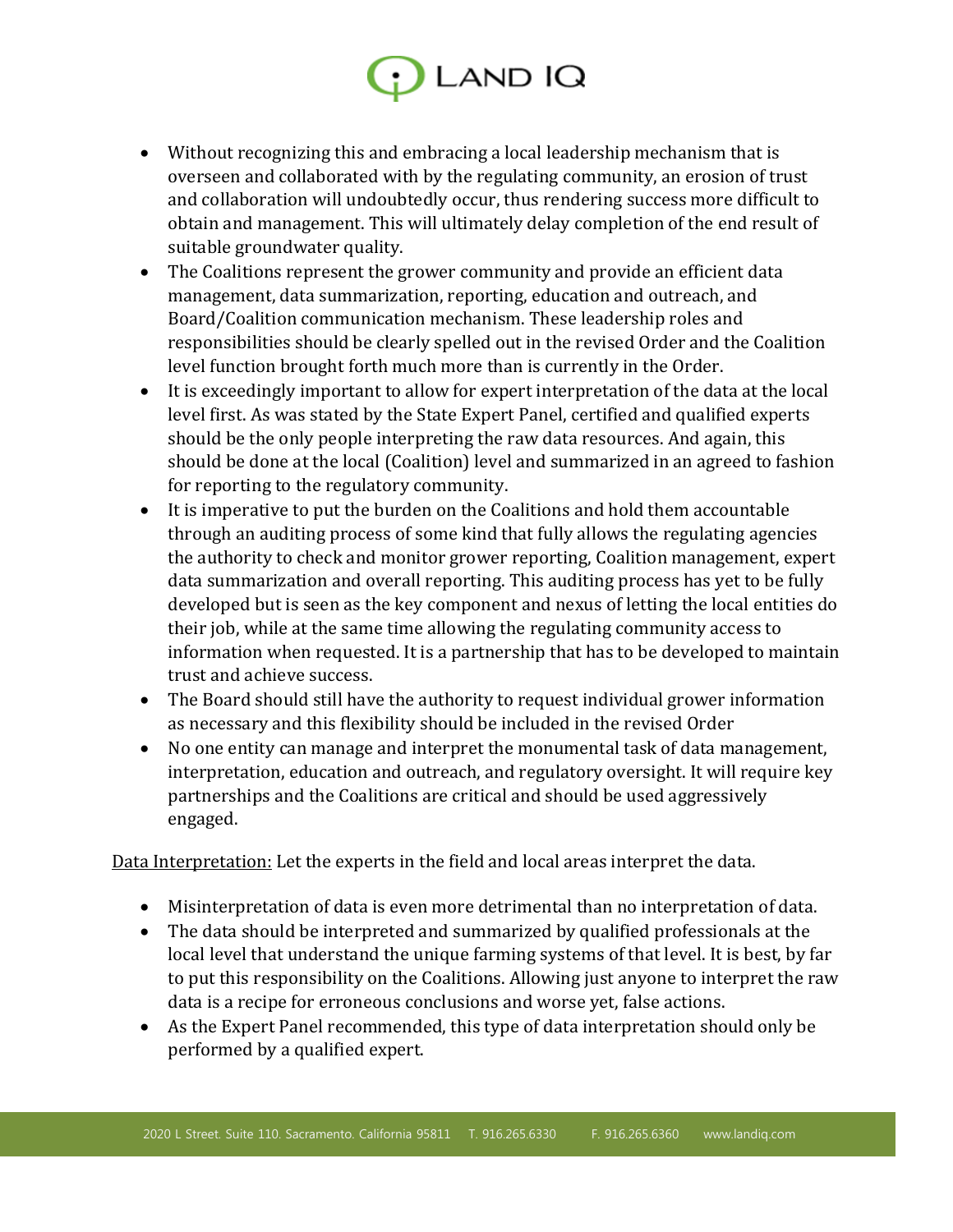- Without recognizing this and embracing a local leadership mechanism that is overseen and collaborated with by the regulating community, an erosion of trust and collaboration will undoubtedly occur, thus rendering success more difficult to obtain and management. This will ultimately delay completion of the end result of suitable groundwater quality.
- The Coalitions represent the grower community and provide an efficient data management, data summarization, reporting, education and outreach, and Board/Coalition communication mechanism. These leadership roles and responsibilities should be clearly spelled out in the revised Order and the Coalition level function brought forth much more than is currently in the Order.
- It is exceedingly important to allow for expert interpretation of the data at the local level first. As was stated by the State Expert Panel, certified and qualified experts should be the only people interpreting the raw data resources. And again, this should be done at the local (Coalition) level and summarized in an agreed to fashion for reporting to the regulatory community.
- It is imperative to put the burden on the Coalitions and hold them accountable through an auditing process of some kind that fully allows the regulating agencies the authority to check and monitor grower reporting, Coalition management, expert data summarization and overall reporting. This auditing process has yet to be fully developed but is seen as the key component and nexus of letting the local entities do their job, while at the same time allowing the regulating community access to information when requested. It is a partnership that has to be developed to maintain trust and achieve success.
- The Board should still have the authority to request individual grower information as necessary and this flexibility should be included in the revised Order
- No one entity can manage and interpret the monumental task of data management, interpretation, education and outreach, and regulatory oversight. It will require key partnerships and the Coalitions are critical and should be used aggressively engaged.

<u>Data Interpretation:</u> Let the experts in the field and local areas interpret the data.

- Misinterpretation of data is even more detrimental than no interpretation of data.
- The data should be interpreted and summarized by qualified professionals at the local level that understand the unique farming systems of that level. It is best, by far to put this responsibility on the Coalitions. Allowing just anyone to interpret the raw data is a recipe for erroneous conclusions and worse yet, false actions.
- As the Expert Panel recommended, this type of data interpretation should only be performed by a qualified expert.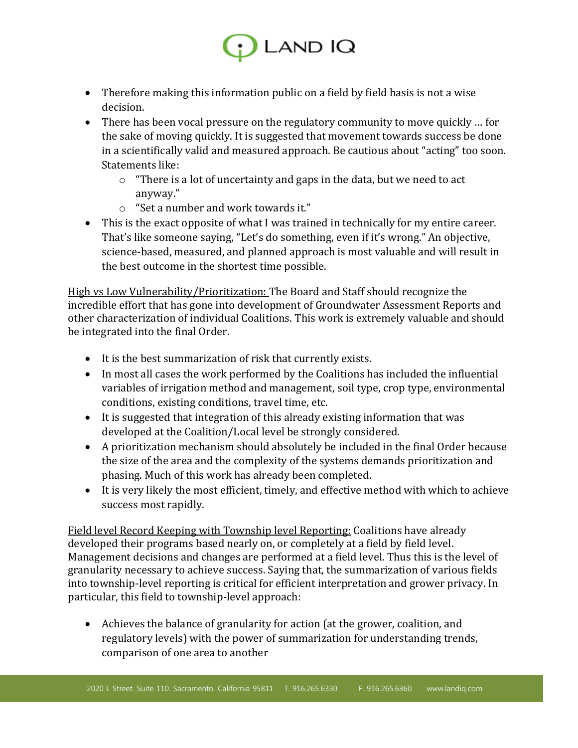- Therefore making this information public on a field by field basis is not a wise decision.
- There has been vocal pressure on the regulatory community to move quickly … for the sake of moving quickly. It is suggested that movement towards success be done in a scientifically valid and measured approach. Be cautious about "acting" too soon. Statements like:
    - "There is a lot of uncertainty and gaps in the data, but we need to act anyway."
    - "Set a number and work towards it."
- This is the exact opposite of what I was trained in technically for my entire career. That's like someone saying, "Let's do something, even if it's wrong." An objective, science-based, measured, and planned approach is most valuable and will result in the best outcome in the shortest time possible.

<u>High vs Low Vulnerability/Prioritization:</u> The Board and Staff should recognize the incredible effort that has gone into development of Groundwater Assessment Reports and other characterization of individual Coalitions. This work is extremely valuable and should be integrated into the final Order.

- It is the best summarization of risk that currently exists.
- In most all cases the work performed by the Coalitions has included the influential variables of irrigation method and management, soil type, crop type, environmental conditions, existing conditions, travel time, etc.
- It is suggested that integration of this already existing information that was developed at the Coalition/Local level be strongly considered.
- A prioritization mechanism should absolutely be included in the final Order because the size of the area and the complexity of the systems demands prioritization and phasing. Much of this work has already been completed.
- It is very likely the most efficient, timely, and effective method with which to achieve success most rapidly.

<u>Field level Record Keeping with Township level Reporting:</u> Coalitions have already developed their programs based nearly on, or completely at a field by field level. Management decisions and changes are performed at a field level. Thus this is the level of granularity necessary to achieve success. Saying that, the summarization of various fields into township-level reporting is critical for efficient interpretation and grower privacy. In particular, this field to township-level approach:

- Achieves the balance of granularity for action (at the grower, coalition, and regulatory levels) with the power of summarization for understanding trends, comparison of one area to another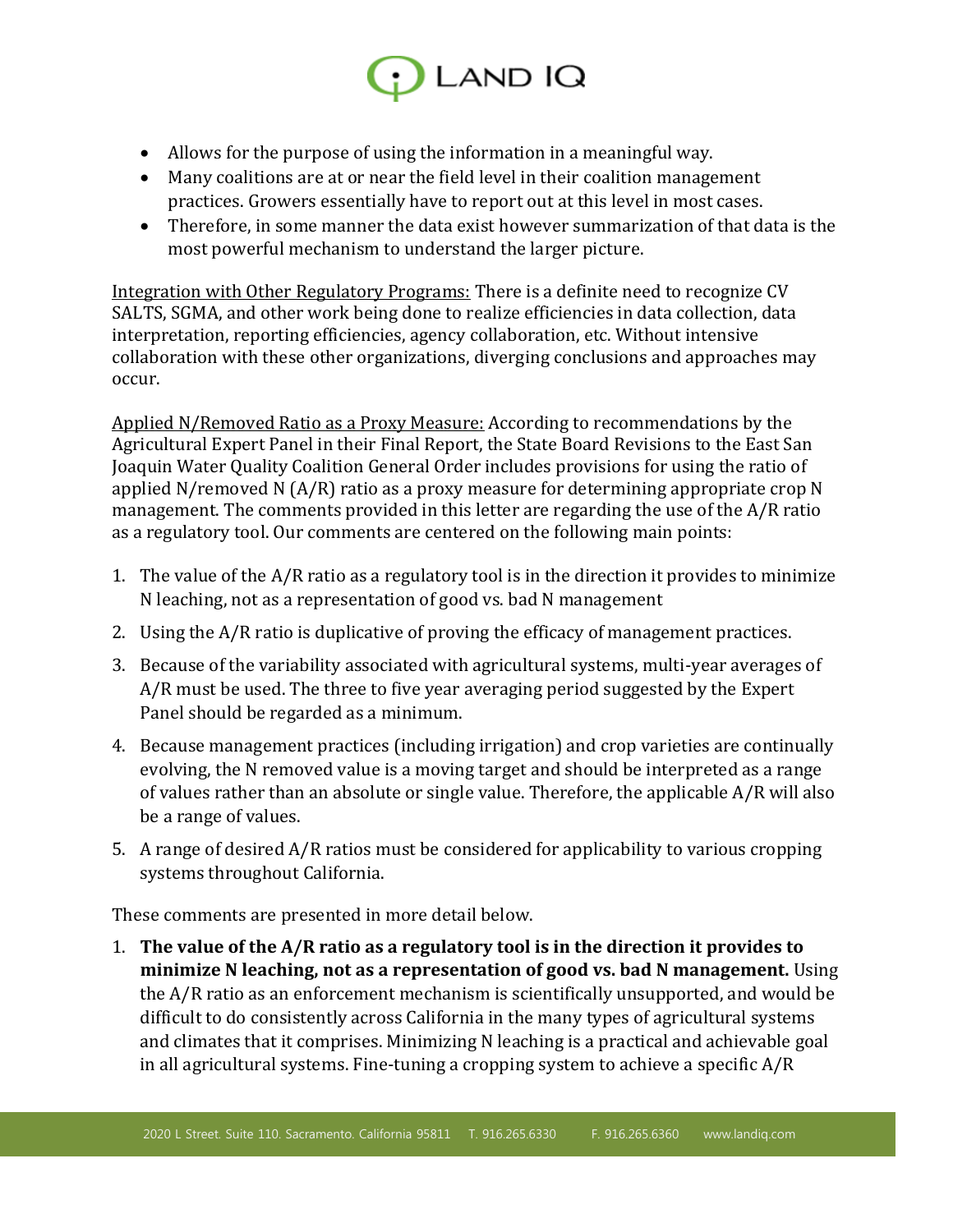- Allows for the purpose of using the information in a meaningful way.
- Many coalitions are at or near the field level in their coalition management practices. Growers essentially have to report out at this level in most cases.
- Therefore, in some manner the data exist however summarization of that data is the most powerful mechanism to understand the larger picture.

Integration with Other Regulatory Programs: There is a definite need to recognize CV SALTS, SGMA, and other work being done to realize efficiencies in data collection, data interpretation, reporting efficiencies, agency collaboration, etc. Without intensive collaboration with these other organizations, diverging conclusions and approaches may occur.

Applied N/Removed Ratio as a Proxy Measure: According to recommendations by the Agricultural Expert Panel in their Final Report, the State Board Revisions to the East San Joaquin Water Quality Coalition General Order includes provisions for using the ratio of applied N/removed N (A/R) ratio as a proxy measure for determining appropriate crop N management. The comments provided in this letter are regarding the use of the A/R ratio as a regulatory tool. Our comments are centered on the following main points:

1. The value of the A/R ratio as a regulatory tool is in the direction it provides to minimize N leaching, not as a representation of good vs. bad N management
2. Using the A/R ratio is duplicative of proving the efficacy of management practices.
3. Because of the variability associated with agricultural systems, multi-year averages of A/R must be used. The three to five year averaging period suggested by the Expert Panel should be regarded as a minimum.
4. Because management practices (including irrigation) and crop varieties are continually evolving, the N removed value is a moving target and should be interpreted as a range of values rather than an absolute or single value. Therefore, the applicable A/R will also be a range of values.
5. A range of desired A/R ratios must be considered for applicability to various cropping systems throughout California.

These comments are presented in more detail below.

1. **The value of the A/R ratio as a regulatory tool is in the direction it provides to minimize N leaching, not as a representation of good vs. bad N management.** Using the A/R ratio as an enforcement mechanism is scientifically unsupported, and would be difficult to do consistently across California in the many types of agricultural systems and climates that it comprises. Minimizing N leaching is a practical and achievable goal in all agricultural systems. Fine-tuning a cropping system to achieve a specific A/R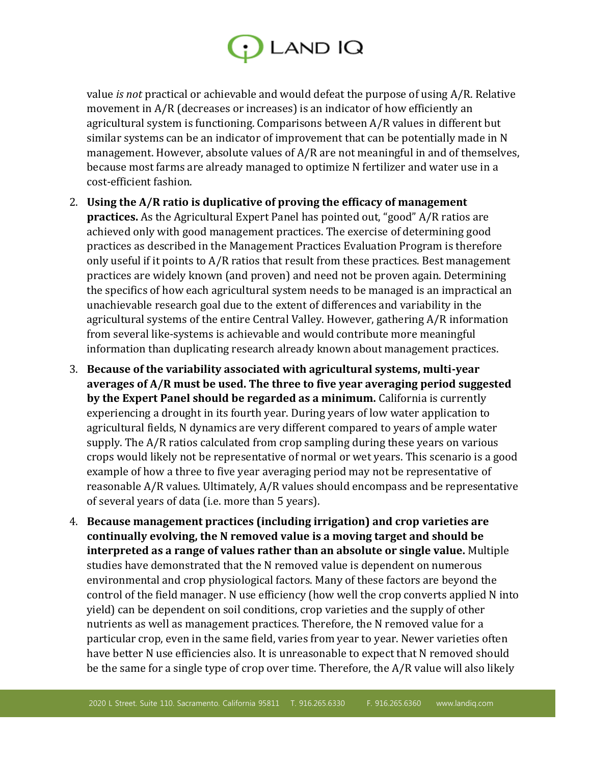value *is not* practical or achievable and would defeat the purpose of using A/R. Relative movement in A/R (decreases or increases) is an indicator of how efficiently an agricultural system is functioning. Comparisons between A/R values in different but similar systems can be an indicator of improvement that can be potentially made in N management. However, absolute values of A/R are not meaningful in and of themselves, because most farms are already managed to optimize N fertilizer and water use in a cost-efficient fashion.

2. **Using the A/R ratio is duplicative of proving the efficacy of management practices.** As the Agricultural Expert Panel has pointed out, "good" A/R ratios are achieved only with good management practices. The exercise of determining good practices as described in the Management Practices Evaluation Program is therefore only useful if it points to A/R ratios that result from these practices. Best management practices are widely known (and proven) and need not be proven again. Determining the specifics of how each agricultural system needs to be managed is an impractical an unachievable research goal due to the extent of differences and variability in the agricultural systems of the entire Central Valley. However, gathering A/R information from several like-systems is achievable and would contribute more meaningful information than duplicating research already known about management practices.

3. **Because of the variability associated with agricultural systems, multi-year averages of A/R must be used. The three to five year averaging period suggested by the Expert Panel should be regarded as a minimum.** California is currently experiencing a drought in its fourth year. During years of low water application to agricultural fields, N dynamics are very different compared to years of ample water supply. The A/R ratios calculated from crop sampling during these years on various crops would likely not be representative of normal or wet years. This scenario is a good example of how a three to five year averaging period may not be representative of reasonable A/R values. Ultimately, A/R values should encompass and be representative of several years of data (i.e. more than 5 years).

4. **Because management practices (including irrigation) and crop varieties are continually evolving, the N removed value is a moving target and should be interpreted as a range of values rather than an absolute or single value.** Multiple studies have demonstrated that the N removed value is dependent on numerous environmental and crop physiological factors. Many of these factors are beyond the control of the field manager. N use efficiency (how well the crop converts applied N into yield) can be dependent on soil conditions, crop varieties and the supply of other nutrients as well as management practices. Therefore, the N removed value for a particular crop, even in the same field, varies from year to year. Newer varieties often have better N use efficiencies also. It is unreasonable to expect that N removed should be the same for a single type of crop over time. Therefore, the A/R value will also likely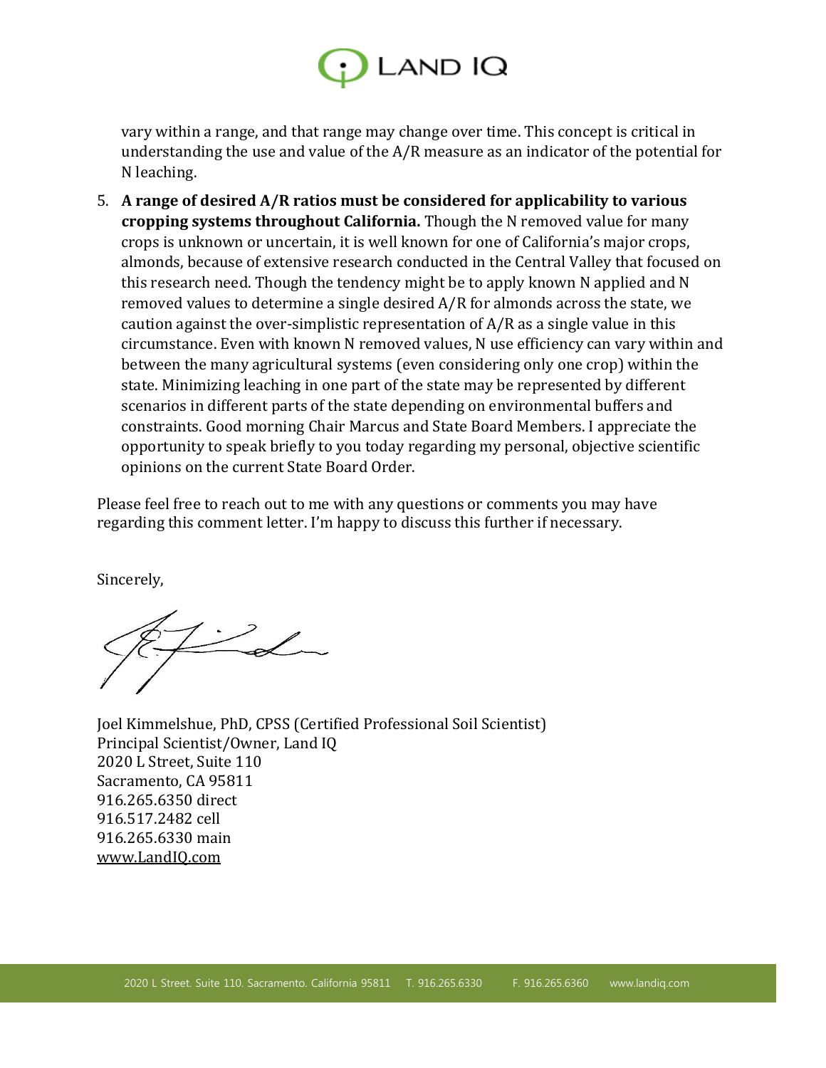vary within a range, and that range may change over time. This concept is critical in understanding the use and value of the A/R measure as an indicator of the potential for N leaching.

5. **A range of desired A/R ratios must be considered for applicability to various cropping systems throughout California.** Though the N removed value for many crops is unknown or uncertain, it is well known for one of California's major crops, almonds, because of extensive research conducted in the Central Valley that focused on this research need. Though the tendency might be to apply known N applied and N removed values to determine a single desired A/R for almonds across the state, we caution against the over-simplistic representation of A/R as a single value in this circumstance. Even with known N removed values, N use efficiency can vary within and between the many agricultural systems (even considering only one crop) within the state. Minimizing leaching in one part of the state may be represented by different scenarios in different parts of the state depending on environmental buffers and constraints. Good morning Chair Marcus and State Board Members. I appreciate the opportunity to speak briefly to you today regarding my personal, objective scientific opinions on the current State Board Order.

Please feel free to reach out to me with any questions or comments you may have regarding this comment letter. I'm happy to discuss this further if necessary.

Sincerely,

Joel Kimmelshue, PhD, CPSS (Certified Professional Soil Scientist)
Principal Scientist/Owner, Land IQ
2020 L Street, Suite 110
Sacramento, CA 95811
916.265.6350 direct
916.517.2482 cell
916.265.6330 main
www.LandIQ.com